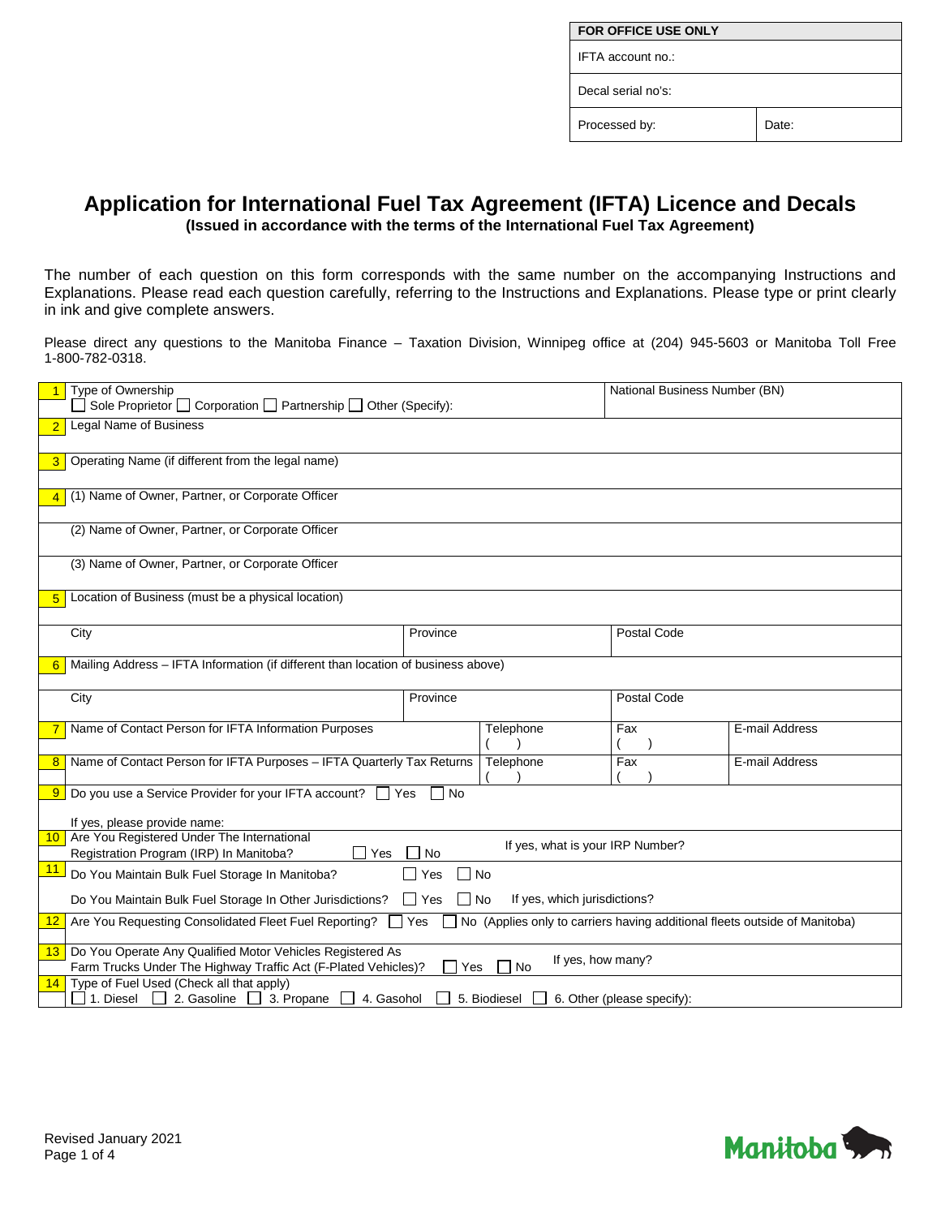| FOR OFFICE USE ONLY | |
|---|---|
| IFTA account no.: | |
| Decal serial no's: | |
| Processed by: | Date: |

# Application for International Fuel Tax Agreement (IFTA) Licence and Decals

**(Issued in accordance with the terms of the International Fuel Tax Agreement)**

The number of each question on this form corresponds with the same number on the accompanying Instructions and Explanations. Please read each question carefully, referring to the Instructions and Explanations. Please type or print clearly in ink and give complete answers.

Please direct any questions to the Manitoba Finance – Taxation Division, Winnipeg office at (204) 945-5603 or Manitoba Toll Free 1-800-782-0318.

| | | | | | |
|---|---|---|---|---|---|
| 1 | Type of Ownership<br>☐ Sole Proprietor ☐ Corporation ☐ Partnership ☐ Other (Specify): | | | National Business Number (BN) | |
| 2 | Legal Name of Business | | | | |
| 3 | Operating Name (if different from the legal name) | | | | |
| 4 | (1) Name of Owner, Partner, or Corporate Officer | | | | |
| | (2) Name of Owner, Partner, or Corporate Officer | | | | |
| | (3) Name of Owner, Partner, or Corporate Officer | | | | |
| 5 | Location of Business (must be a physical location) | | | | |
| | City | Province | | Postal Code | |
| 6 | Mailing Address – IFTA Information (if different than location of business above) | | | | |
| | City | Province | | Postal Code | |
| 7 | Name of Contact Person for IFTA Information Purposes | | Telephone<br>( ) | Fax<br>( ) | E-mail Address |
| 8 | Name of Contact Person for IFTA Purposes – IFTA Quarterly Tax Returns | | Telephone<br>( ) | Fax<br>( ) | E-mail Address |
| 9 | Do you use a Service Provider for your IFTA account? ☐ Yes ☐ No<br><br>If yes, please provide name: | | | | |
| 10 | Are You Registered Under The International Registration Program (IRP) In Manitoba? ☐ Yes ☐ No | | If yes, what is your IRP Number? | | |
| 11 | Do You Maintain Bulk Fuel Storage In Manitoba? ☐ Yes ☐ No<br><br>Do You Maintain Bulk Fuel Storage In Other Jurisdictions? ☐ Yes ☐ No If yes, which jurisdictions? | | | | |
| 12 | Are You Requesting Consolidated Fleet Fuel Reporting? ☐ Yes ☐ No (Applies only to carriers having additional fleets outside of Manitoba) | | | | |
| 13 | Do You Operate Any Qualified Motor Vehicles Registered As Farm Trucks Under The Highway Traffic Act (F-Plated Vehicles)? ☐ Yes ☐ No | | If yes, how many? | | |
| 14 | Type of Fuel Used (Check all that apply)<br>☐ 1. Diesel ☐ 2. Gasoline ☐ 3. Propane ☐ 4. Gasohol ☐ 5. Biodiesel ☐ 6. Other (please specify): | | | | |

Revised January 2021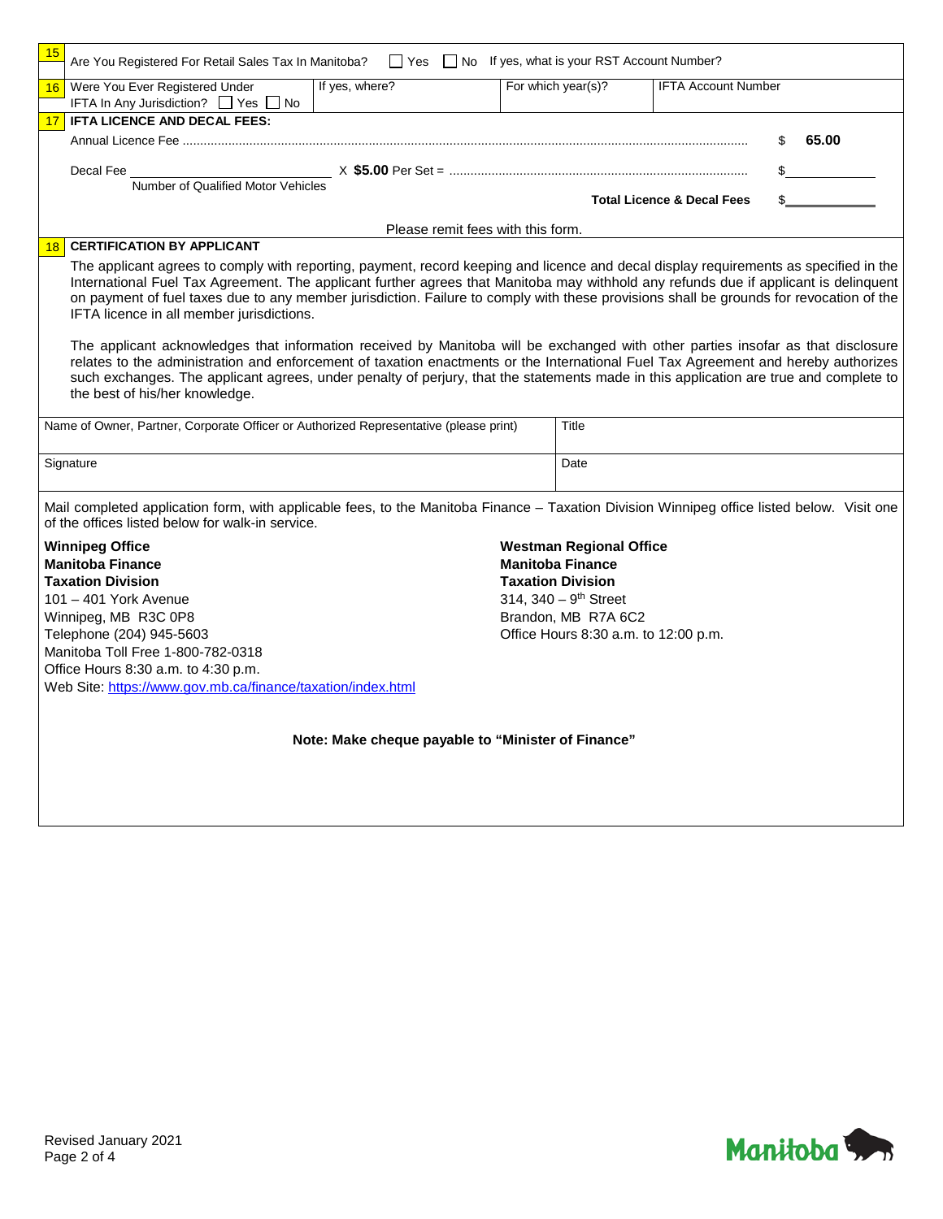**15** Are You Registered For Retail Sales Tax In Manitoba? ☐ Yes ☐ No If yes, what is your RST Account Number?

| **16** Were You Ever Registered Under IFTA In Any Jurisdiction? ☐ Yes ☐ No | If yes, where? | For which year(s)? | IFTA Account Number |
|---|---|---|---|
| | | | |

**17** **IFTA LICENCE AND DECAL FEES:**

Annual Licence Fee ........................................ $ **65.00**

Decal Fee ______________ X **$5.00** Per Set = ........................................ $______
Number of Qualified Motor Vehicles

**Total Licence & Decal Fees** $______

Please remit fees with this form.

**18** **CERTIFICATION BY APPLICANT**

The applicant agrees to comply with reporting, payment, record keeping and licence and decal display requirements as specified in the International Fuel Tax Agreement. The applicant further agrees that Manitoba may withhold any refunds due if applicant is delinquent on payment of fuel taxes due to any member jurisdiction. Failure to comply with these provisions shall be grounds for revocation of the IFTA licence in all member jurisdictions.

The applicant acknowledges that information received by Manitoba will be exchanged with other parties insofar as that disclosure relates to the administration and enforcement of taxation enactments or the International Fuel Tax Agreement and hereby authorizes such exchanges. The applicant agrees, under penalty of perjury, that the statements made in this application are true and complete to the best of his/her knowledge.

| Name of Owner, Partner, Corporate Officer or Authorized Representative (please print) | Title |
|---|---|
| Signature | Date |

Mail completed application form, with applicable fees, to the Manitoba Finance – Taxation Division Winnipeg office listed below. Visit one of the offices listed below for walk-in service.

**Winnipeg Office**
**Manitoba Finance**
**Taxation Division**
101 – 401 York Avenue
Winnipeg, MB R3C 0P8
Telephone (204) 945-5603
Manitoba Toll Free 1-800-782-0318
Office Hours 8:30 a.m. to 4:30 p.m.
Web Site: https://www.gov.mb.ca/finance/taxation/index.html

**Westman Regional Office**
**Manitoba Finance**
**Taxation Division**
314, 340 – 9th Street
Brandon, MB R7A 6C2
Office Hours 8:30 a.m. to 12:00 p.m.

**Note: Make cheque payable to "Minister of Finance"**

Revised January 2021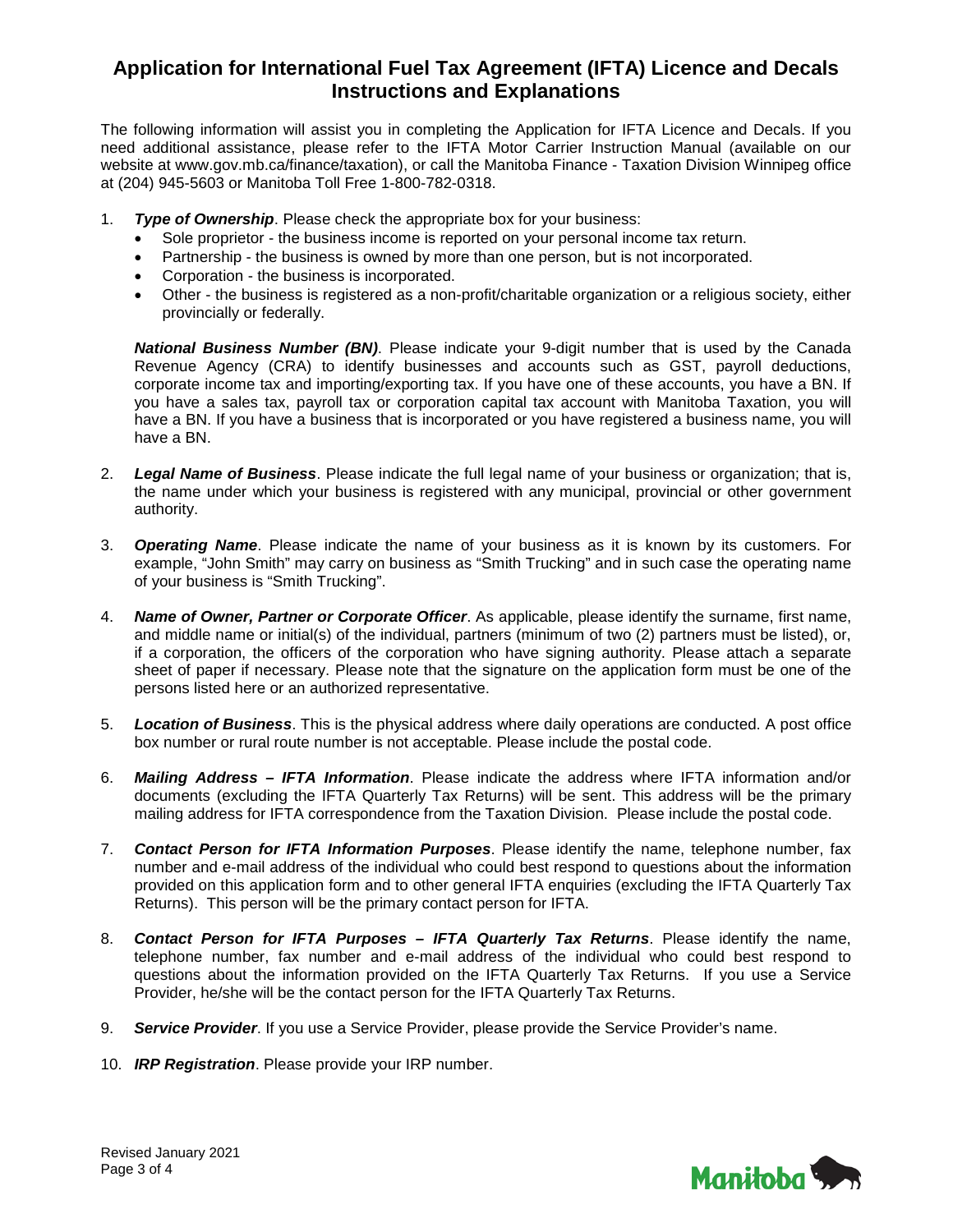# Application for International Fuel Tax Agreement (IFTA) Licence and Decals Instructions and Explanations

The following information will assist you in completing the Application for IFTA Licence and Decals. If you need additional assistance, please refer to the IFTA Motor Carrier Instruction Manual (available on our website at www.gov.mb.ca/finance/taxation), or call the Manitoba Finance - Taxation Division Winnipeg office at (204) 945-5603 or Manitoba Toll Free 1-800-782-0318.

1. ***Type of Ownership***. Please check the appropriate box for your business:
   - Sole proprietor - the business income is reported on your personal income tax return.
   - Partnership - the business is owned by more than one person, but is not incorporated.
   - Corporation - the business is incorporated.
   - Other - the business is registered as a non-profit/charitable organization or a religious society, either provincially or federally.

   ***National Business Number (BN)***. Please indicate your 9-digit number that is used by the Canada Revenue Agency (CRA) to identify businesses and accounts such as GST, payroll deductions, corporate income tax and importing/exporting tax. If you have one of these accounts, you have a BN. If you have a sales tax, payroll tax or corporation capital tax account with Manitoba Taxation, you will have a BN. If you have a business that is incorporated or you have registered a business name, you will have a BN.

2. ***Legal Name of Business***. Please indicate the full legal name of your business or organization; that is, the name under which your business is registered with any municipal, provincial or other government authority.

3. ***Operating Name***. Please indicate the name of your business as it is known by its customers. For example, "John Smith" may carry on business as "Smith Trucking" and in such case the operating name of your business is "Smith Trucking".

4. ***Name of Owner, Partner or Corporate Officer***. As applicable, please identify the surname, first name, and middle name or initial(s) of the individual, partners (minimum of two (2) partners must be listed), or, if a corporation, the officers of the corporation who have signing authority. Please attach a separate sheet of paper if necessary. Please note that the signature on the application form must be one of the persons listed here or an authorized representative.

5. ***Location of Business***. This is the physical address where daily operations are conducted. A post office box number or rural route number is not acceptable. Please include the postal code.

6. ***Mailing Address – IFTA Information***. Please indicate the address where IFTA information and/or documents (excluding the IFTA Quarterly Tax Returns) will be sent. This address will be the primary mailing address for IFTA correspondence from the Taxation Division. Please include the postal code.

7. ***Contact Person for IFTA Information Purposes***. Please identify the name, telephone number, fax number and e-mail address of the individual who could best respond to questions about the information provided on this application form and to other general IFTA enquiries (excluding the IFTA Quarterly Tax Returns). This person will be the primary contact person for IFTA.

8. ***Contact Person for IFTA Purposes – IFTA Quarterly Tax Returns***. Please identify the name, telephone number, fax number and e-mail address of the individual who could best respond to questions about the information provided on the IFTA Quarterly Tax Returns. If you use a Service Provider, he/she will be the contact person for the IFTA Quarterly Tax Returns.

9. ***Service Provider***. If you use a Service Provider, please provide the Service Provider's name.

10. ***IRP Registration***. Please provide your IRP number.

Revised January 2021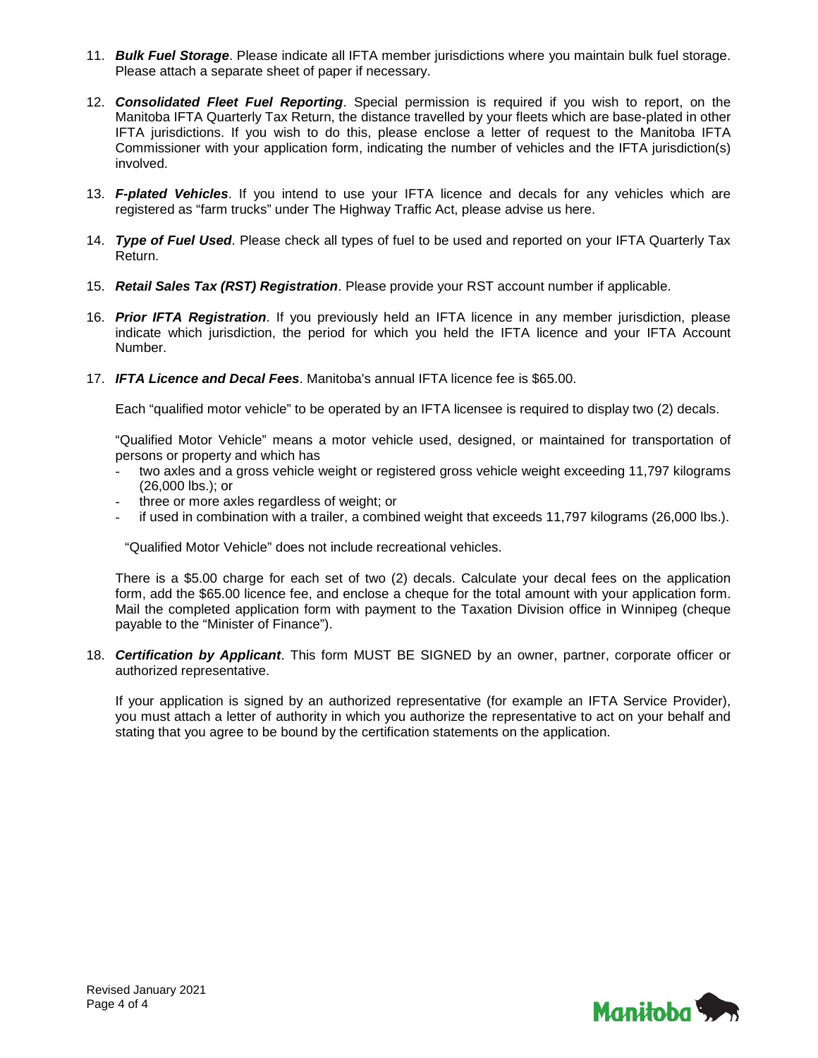11. ***Bulk Fuel Storage***. Please indicate all IFTA member jurisdictions where you maintain bulk fuel storage. Please attach a separate sheet of paper if necessary.

12. ***Consolidated Fleet Fuel Reporting***. Special permission is required if you wish to report, on the Manitoba IFTA Quarterly Tax Return, the distance travelled by your fleets which are base-plated in other IFTA jurisdictions. If you wish to do this, please enclose a letter of request to the Manitoba IFTA Commissioner with your application form, indicating the number of vehicles and the IFTA jurisdiction(s) involved.

13. ***F-plated Vehicles***. If you intend to use your IFTA licence and decals for any vehicles which are registered as "farm trucks" under The Highway Traffic Act, please advise us here.

14. ***Type of Fuel Used***. Please check all types of fuel to be used and reported on your IFTA Quarterly Tax Return.

15. ***Retail Sales Tax (RST) Registration***. Please provide your RST account number if applicable.

16. ***Prior IFTA Registration***. If you previously held an IFTA licence in any member jurisdiction, please indicate which jurisdiction, the period for which you held the IFTA licence and your IFTA Account Number.

17. ***IFTA Licence and Decal Fees***. Manitoba's annual IFTA licence fee is $65.00.

    Each "qualified motor vehicle" to be operated by an IFTA licensee is required to display two (2) decals.

    "Qualified Motor Vehicle" means a motor vehicle used, designed, or maintained for transportation of persons or property and which has
    - two axles and a gross vehicle weight or registered gross vehicle weight exceeding 11,797 kilograms (26,000 lbs.); or
    - three or more axles regardless of weight; or
    - if used in combination with a trailer, a combined weight that exceeds 11,797 kilograms (26,000 lbs.).

    "Qualified Motor Vehicle" does not include recreational vehicles.

    There is a $5.00 charge for each set of two (2) decals. Calculate your decal fees on the application form, add the $65.00 licence fee, and enclose a cheque for the total amount with your application form. Mail the completed application form with payment to the Taxation Division office in Winnipeg (cheque payable to the "Minister of Finance").

18. ***Certification by Applicant***. This form MUST BE SIGNED by an owner, partner, corporate officer or authorized representative.

    If your application is signed by an authorized representative (for example an IFTA Service Provider), you must attach a letter of authority in which you authorize the representative to act on your behalf and stating that you agree to be bound by the certification statements on the application.

Revised January 2021